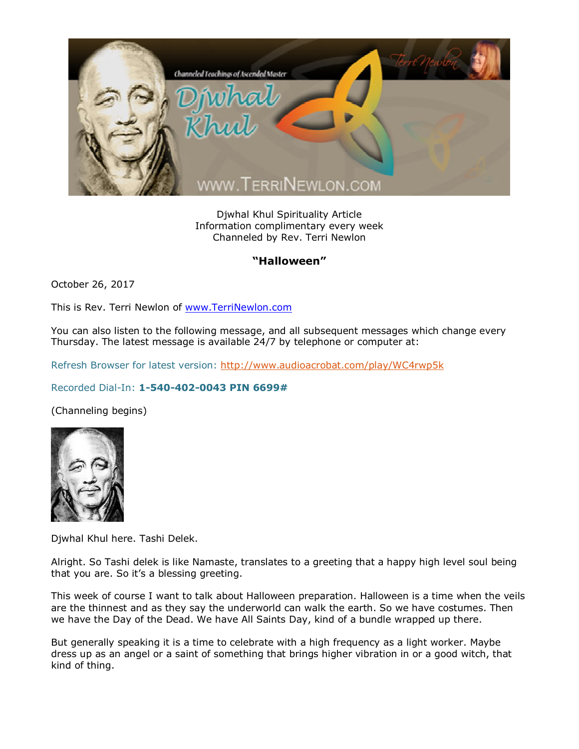Djwhal Khul Spirituality Article
Information complimentary every week
Channeled by Rev. Terri Newlon

**"Halloween"**

October 26, 2017

This is Rev. Terri Newlon of www.TerriNewlon.com

You can also listen to the following message, and all subsequent messages which change every Thursday. The latest message is available 24/7 by telephone or computer at:

Refresh Browser for latest version: http://www.audioacrobat.com/play/WC4rwp5k

Recorded Dial-In: **1-540-402-0043 PIN 6699#**

(Channeling begins)

Djwhal Khul here. Tashi Delek.

Alright. So Tashi delek is like Namaste, translates to a greeting that a happy high level soul being that you are. So it's a blessing greeting.

This week of course I want to talk about Halloween preparation. Halloween is a time when the veils are the thinnest and as they say the underworld can walk the earth. So we have costumes. Then we have the Day of the Dead. We have All Saints Day, kind of a bundle wrapped up there.

But generally speaking it is a time to celebrate with a high frequency as a light worker. Maybe dress up as an angel or a saint of something that brings higher vibration in or a good witch, that kind of thing.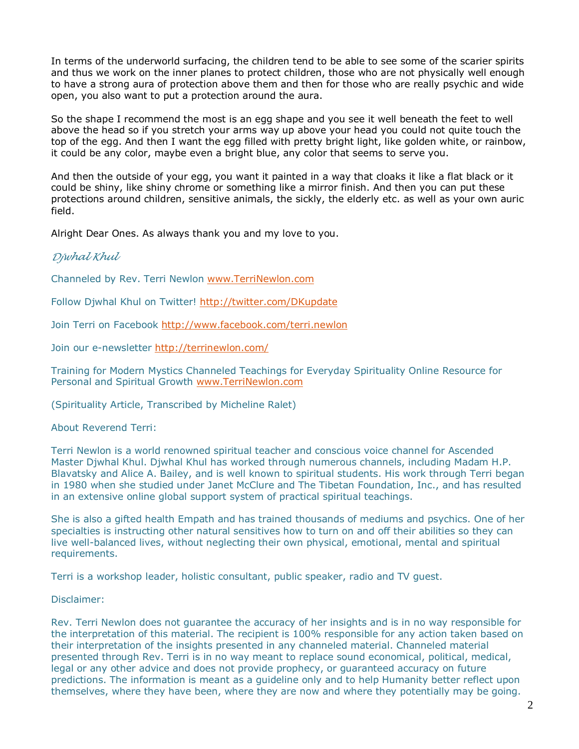In terms of the underworld surfacing, the children tend to be able to see some of the scarier spirits and thus we work on the inner planes to protect children, those who are not physically well enough to have a strong aura of protection above them and then for those who are really psychic and wide open, you also want to put a protection around the aura.

So the shape I recommend the most is an egg shape and you see it well beneath the feet to well above the head so if you stretch your arms way up above your head you could not quite touch the top of the egg. And then I want the egg filled with pretty bright light, like golden white, or rainbow, it could be any color, maybe even a bright blue, any color that seems to serve you.

And then the outside of your egg, you want it painted in a way that cloaks it like a flat black or it could be shiny, like shiny chrome or something like a mirror finish. And then you can put these protections around children, sensitive animals, the sickly, the elderly etc. as well as your own auric field.

Alright Dear Ones. As always thank you and my love to you.

*Djwhal Khul*

Channeled by Rev. Terri Newlon www.TerriNewlon.com

Follow Djwhal Khul on Twitter! http://twitter.com/DKupdate

Join Terri on Facebook http://www.facebook.com/terri.newlon

Join our e-newsletter http://terrinewlon.com/

Training for Modern Mystics Channeled Teachings for Everyday Spirituality Online Resource for Personal and Spiritual Growth www.TerriNewlon.com

(Spirituality Article, Transcribed by Micheline Ralet)

About Reverend Terri:

Terri Newlon is a world renowned spiritual teacher and conscious voice channel for Ascended Master Djwhal Khul. Djwhal Khul has worked through numerous channels, including Madam H.P. Blavatsky and Alice A. Bailey, and is well known to spiritual students. His work through Terri began in 1980 when she studied under Janet McClure and The Tibetan Foundation, Inc., and has resulted in an extensive online global support system of practical spiritual teachings.

She is also a gifted health Empath and has trained thousands of mediums and psychics. One of her specialties is instructing other natural sensitives how to turn on and off their abilities so they can live well-balanced lives, without neglecting their own physical, emotional, mental and spiritual requirements.

Terri is a workshop leader, holistic consultant, public speaker, radio and TV guest.

Disclaimer:

Rev. Terri Newlon does not guarantee the accuracy of her insights and is in no way responsible for the interpretation of this material. The recipient is 100% responsible for any action taken based on their interpretation of the insights presented in any channeled material. Channeled material presented through Rev. Terri is in no way meant to replace sound economical, political, medical, legal or any other advice and does not provide prophecy, or guaranteed accuracy on future predictions. The information is meant as a guideline only and to help Humanity better reflect upon themselves, where they have been, where they are now and where they potentially may be going.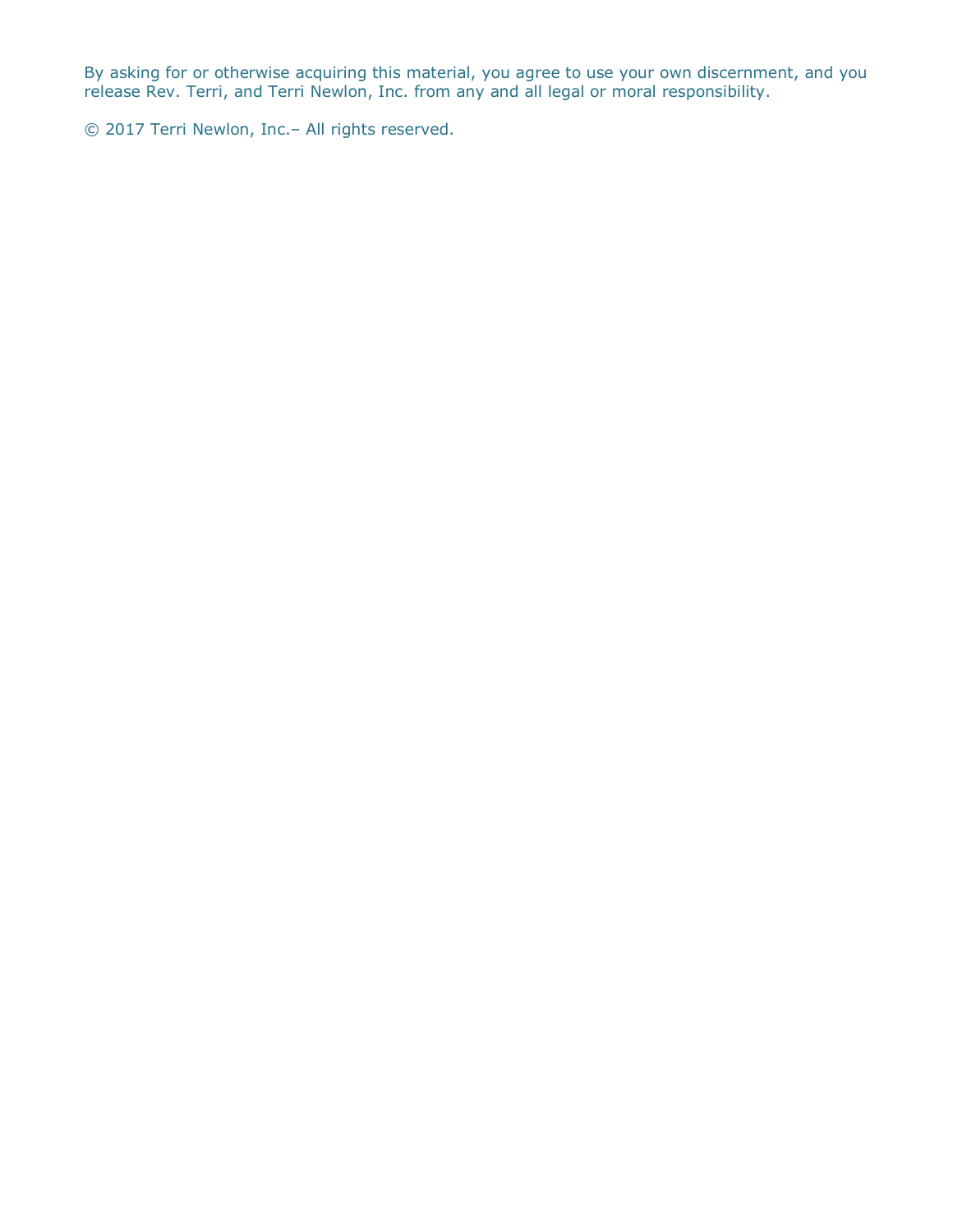By asking for or otherwise acquiring this material, you agree to use your own discernment, and you release Rev. Terri, and Terri Newlon, Inc. from any and all legal or moral responsibility.

© 2017 Terri Newlon, Inc.– All rights reserved.